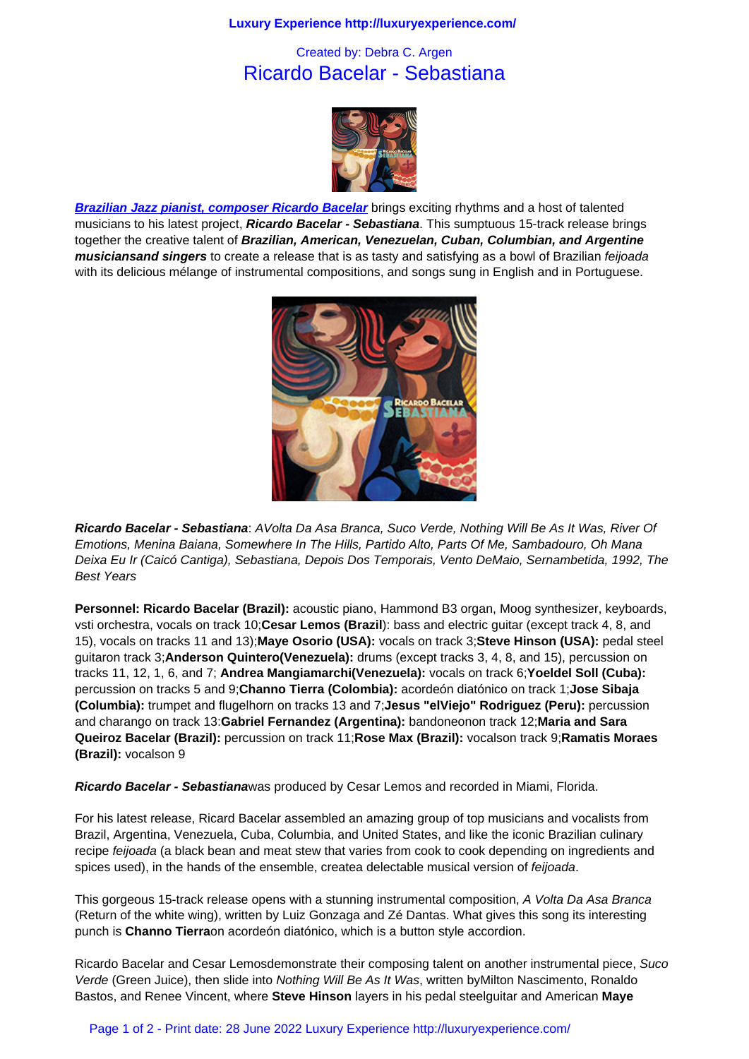Created by: Debra C. Argen

# Ricardo Bacelar - Sebastiana

***Brazilian Jazz pianist, composer Ricardo Bacelar*** brings exciting rhythms and a host of talented musicians to his latest project, ***Ricardo Bacelar - Sebastiana***. This sumptuous 15-track release brings together the creative talent of ***Brazilian, American, Venezuelan, Cuban, Columbian, and Argentine musiciansand singers*** to create a release that is as tasty and satisfying as a bowl of Brazilian *feijoada* with its delicious mélange of instrumental compositions, and songs sung in English and in Portuguese.

***Ricardo Bacelar - Sebastiana***: *AVolta Da Asa Branca, Suco Verde, Nothing Will Be As It Was, River Of Emotions, Menina Baiana, Somewhere In The Hills, Partido Alto, Parts Of Me, Sambadouro, Oh Mana Deixa Eu Ir (Caicó Cantiga), Sebastiana, Depois Dos Temporais, Vento DeMaio, Sernambetida, 1992, The Best Years*

**Personnel: Ricardo Bacelar (Brazil):** acoustic piano, Hammond B3 organ, Moog synthesizer, keyboards, vsti orchestra, vocals on track 10;**Cesar Lemos (Brazil**): bass and electric guitar (except track 4, 8, and 15), vocals on tracks 11 and 13);**Maye Osorio (USA):** vocals on track 3;**Steve Hinson (USA):** pedal steel guitaron track 3;**Anderson Quintero(Venezuela):** drums (except tracks 3, 4, 8, and 15), percussion on tracks 11, 12, 1, 6, and 7; **Andrea Mangiamarchi(Venezuela):** vocals on track 6;**Yoeldel Soll (Cuba):** percussion on tracks 5 and 9;**Channo Tierra (Colombia):** acordeón diatónico on track 1;**Jose Sibaja (Columbia):** trumpet and flugelhorn on tracks 13 and 7;**Jesus "elViejo" Rodriguez (Peru):** percussion and charango on track 13:**Gabriel Fernandez (Argentina):** bandoneon track 12;**Maria and Sara Queiroz Bacelar (Brazil):** percussion on track 11;**Rose Max (Brazil):** vocalson track 9;**Ramatis Moraes (Brazil):** vocalson 9

***Ricardo Bacelar - Sebastiana***was produced by Cesar Lemos and recorded in Miami, Florida.

For his latest release, Ricard Bacelar assembled an amazing group of top musicians and vocalists from Brazil, Argentina, Venezuela, Cuba, Columbia, and United States, and like the iconic Brazilian culinary recipe *feijoada* (a black bean and meat stew that varies from cook to cook depending on ingredients and spices used), in the hands of the ensemble, createa delectable musical version of *feijoada*.

This gorgeous 15-track release opens with a stunning instrumental composition, *A Volta Da Asa Branca* (Return of the white wing), written by Luiz Gonzaga and Zé Dantas. What gives this song its interesting punch is **Channo Tierra**on acordeón diatónico, which is a button style accordion.

Ricardo Bacelar and Cesar Lemosdemonstrate their composing talent on another instrumental piece, *Suco Verde* (Green Juice), then slide into *Nothing Will Be As It Was*, written byMilton Nascimento, Ronaldo Bastos, and Renee Vincent, where **Steve Hinson** layers in his pedal steelguitar and American **Maye**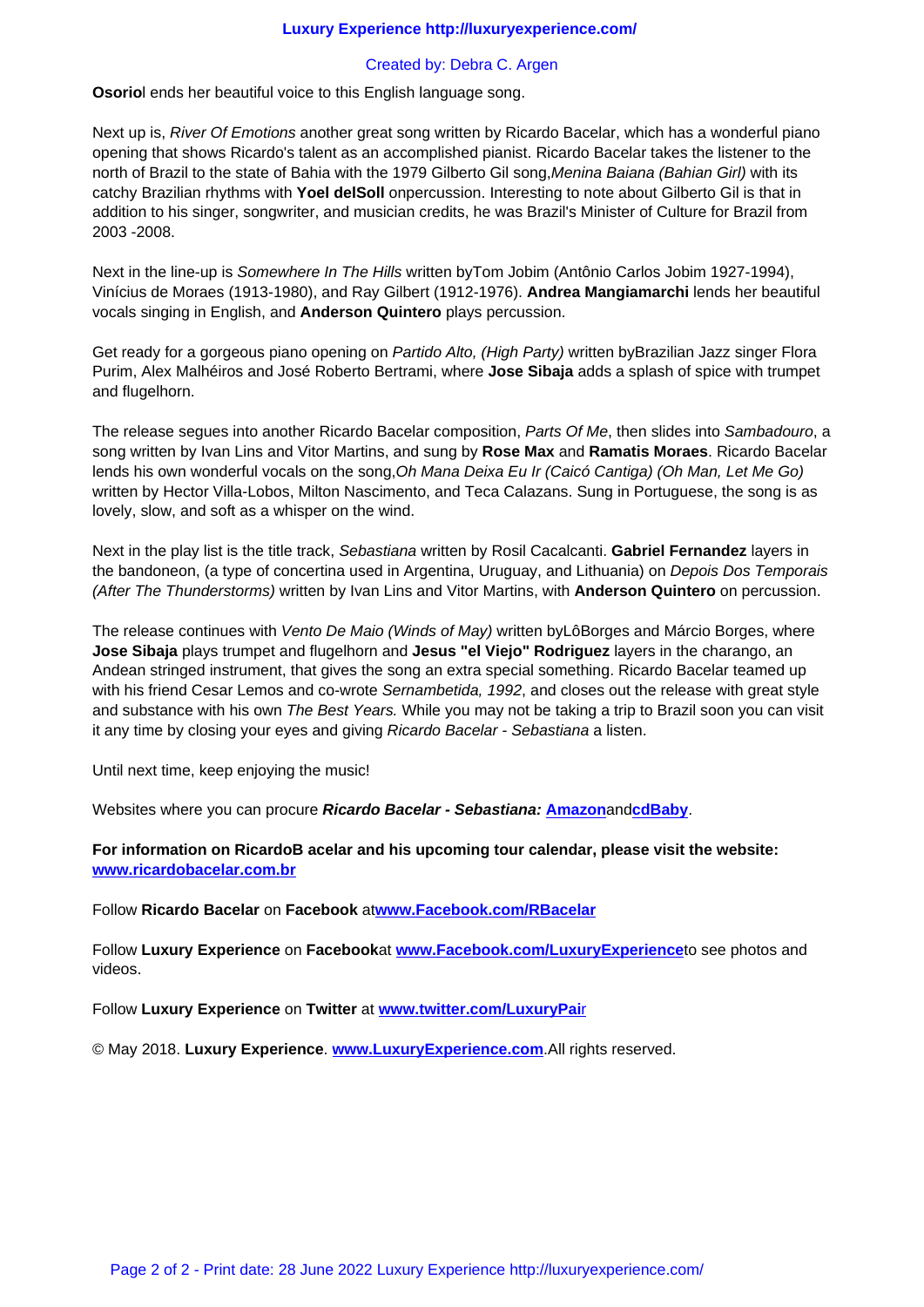**Osorio**l ends her beautiful voice to this English language song.

Next up is, *River Of Emotions* another great song written by Ricardo Bacelar, which has a wonderful piano opening that shows Ricardo's talent as an accomplished pianist. Ricardo Bacelar takes the listener to the north of Brazil to the state of Bahia with the 1979 Gilberto Gil song,*Menina Baiana (Bahian Girl)* with its catchy Brazilian rhythms with **Yoel delSoll** onpercussion. Interesting to note about Gilberto Gil is that in addition to his singer, songwriter, and musician credits, he was Brazil's Minister of Culture for Brazil from 2003 -2008.

Next in the line-up is *Somewhere In The Hills* written byTom Jobim (Antônio Carlos Jobim 1927-1994), Vinícius de Moraes (1913-1980), and Ray Gilbert (1912-1976). **Andrea Mangiamarchi** lends her beautiful vocals singing in English, and **Anderson Quintero** plays percussion.

Get ready for a gorgeous piano opening on *Partido Alto, (High Party)* written byBrazilian Jazz singer Flora Purim, Alex Malhéiros and José Roberto Bertrami, where **Jose Sibaja** adds a splash of spice with trumpet and flugelhorn.

The release segues into another Ricardo Bacelar composition, *Parts Of Me*, then slides into *Sambadouro*, a song written by Ivan Lins and Vitor Martins, and sung by **Rose Max** and **Ramatis Moraes**. Ricardo Bacelar lends his own wonderful vocals on the song,*Oh Mana Deixa Eu Ir (Caicó Cantiga) (Oh Man, Let Me Go)* written by Hector Villa-Lobos, Milton Nascimento, and Teca Calazans. Sung in Portuguese, the song is as lovely, slow, and soft as a whisper on the wind.

Next in the play list is the title track, *Sebastiana* written by Rosil Cacalcanti. **Gabriel Fernandez** layers in the bandoneon, (a type of concertina used in Argentina, Uruguay, and Lithuania) on *Depois Dos Temporais (After The Thunderstorms)* written by Ivan Lins and Vitor Martins, with **Anderson Quintero** on percussion.

The release continues with *Vento De Maio (Winds of May)* written byLôBorges and Márcio Borges, where **Jose Sibaja** plays trumpet and flugelhorn and **Jesus "el Viejo" Rodriguez** layers in the charango, an Andean stringed instrument, that gives the song an extra special something. Ricardo Bacelar teamed up with his friend Cesar Lemos and co-wrote *Sernambetida, 1992*, and closes out the release with great style and substance with his own *The Best Years.* While you may not be taking a trip to Brazil soon you can visit it any time by closing your eyes and giving *Ricardo Bacelar - Sebastiana* a listen.

Until next time, keep enjoying the music!

Websites where you can procure ***Ricardo Bacelar - Sebastiana:*** **Amazon**and**cdBaby**.

**For information on RicardoB acelar and his upcoming tour calendar, please visit the website: www.ricardobacelar.com.br**

Follow **Ricardo Bacelar** on **Facebook** at**www.Facebook.com/RBacelar**

Follow **Luxury Experience** on **Facebook**at **www.Facebook.com/LuxuryExperience**to see photos and videos.

Follow **Luxury Experience** on **Twitter** at **www.twitter.com/LuxuryPair**

© May 2018. **Luxury Experience**. **www.LuxuryExperience.com**.All rights reserved.